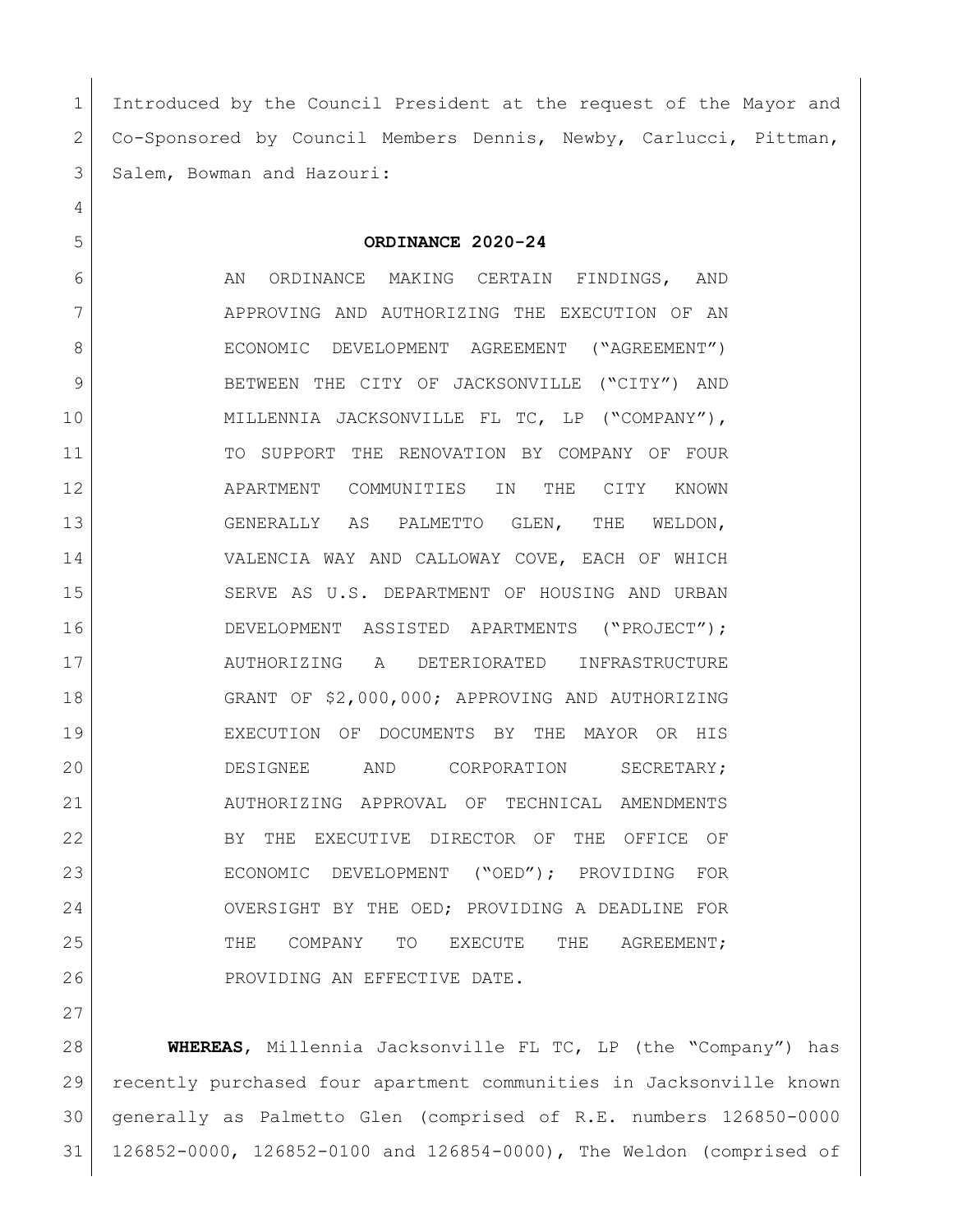Introduced by the Council President at the request of the Mayor and Co-Sponsored by Council Members Dennis, Newby, Carlucci, Pittman, Salem, Bowman and Hazouri:

**ORDINANCE 2020-24**

AN ORDINANCE MAKING CERTAIN FINDINGS, AND APPROVING AND AUTHORIZING THE EXECUTION OF AN ECONOMIC DEVELOPMENT AGREEMENT ("AGREEMENT") BETWEEN THE CITY OF JACKSONVILLE ("CITY") AND MILLENNIA JACKSONVILLE FL TC, LP ("COMPANY"), TO SUPPORT THE RENOVATION BY COMPANY OF FOUR APARTMENT COMMUNITIES IN THE CITY KNOWN GENERALLY AS PALMETTO GLEN, THE WELDON, VALENCIA WAY AND CALLOWAY COVE, EACH OF WHICH SERVE AS U.S. DEPARTMENT OF HOUSING AND URBAN DEVELOPMENT ASSISTED APARTMENTS ("PROJECT"); AUTHORIZING A DETERIORATED INFRASTRUCTURE GRANT OF $2,000,000; APPROVING AND AUTHORIZING EXECUTION OF DOCUMENTS BY THE MAYOR OR HIS DESIGNEE AND CORPORATION SECRETARY; AUTHORIZING APPROVAL OF TECHNICAL AMENDMENTS BY THE EXECUTIVE DIRECTOR OF THE OFFICE OF ECONOMIC DEVELOPMENT ("OED"); PROVIDING FOR OVERSIGHT BY THE OED; PROVIDING A DEADLINE FOR THE COMPANY TO EXECUTE THE AGREEMENT; PROVIDING AN EFFECTIVE DATE.

**WHEREAS**, Millennia Jacksonville FL TC, LP (the "Company") has recently purchased four apartment communities in Jacksonville known generally as Palmetto Glen (comprised of R.E. numbers 126850-0000 126852-0000, 126852-0100 and 126854-0000), The Weldon (comprised of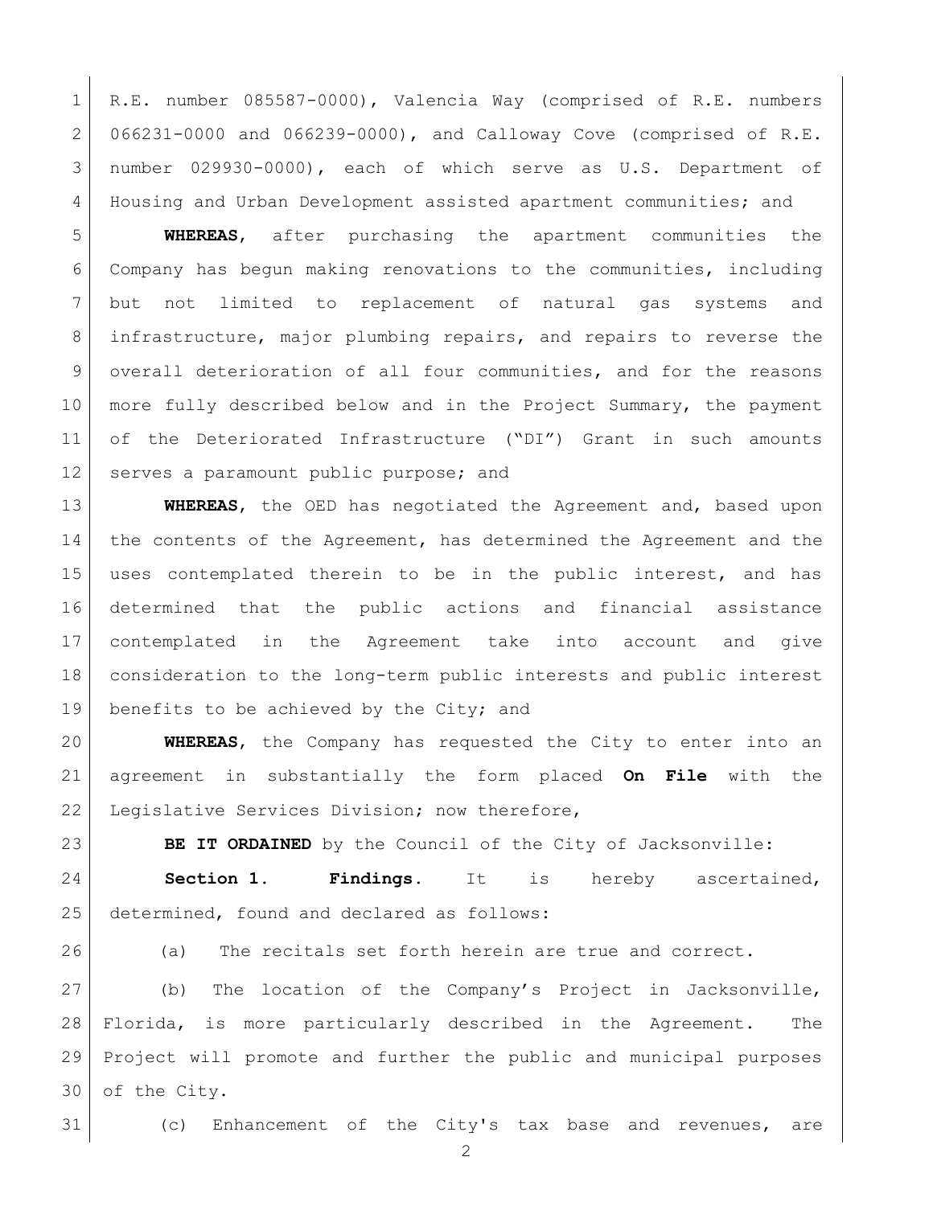R.E. number 085587-0000), Valencia Way (comprised of R.E. numbers 066231-0000 and 066239-0000), and Calloway Cove (comprised of R.E. number 029930-0000), each of which serve as U.S. Department of Housing and Urban Development assisted apartment communities; and

**WHEREAS**, after purchasing the apartment communities the Company has begun making renovations to the communities, including but not limited to replacement of natural gas systems and infrastructure, major plumbing repairs, and repairs to reverse the overall deterioration of all four communities, and for the reasons more fully described below and in the Project Summary, the payment of the Deteriorated Infrastructure ("DI") Grant in such amounts serves a paramount public purpose; and

**WHEREAS**, the OED has negotiated the Agreement and, based upon the contents of the Agreement, has determined the Agreement and the uses contemplated therein to be in the public interest, and has determined that the public actions and financial assistance contemplated in the Agreement take into account and give consideration to the long-term public interests and public interest benefits to be achieved by the City; and

**WHEREAS**, the Company has requested the City to enter into an agreement in substantially the form placed **On File** with the Legislative Services Division; now therefore,

**BE IT ORDAINED** by the Council of the City of Jacksonville:

**Section 1. Findings.** It is hereby ascertained, determined, found and declared as follows:

(a) The recitals set forth herein are true and correct.

(b) The location of the Company's Project in Jacksonville, Florida, is more particularly described in the Agreement. The Project will promote and further the public and municipal purposes of the City.

(c) Enhancement of the City's tax base and revenues, are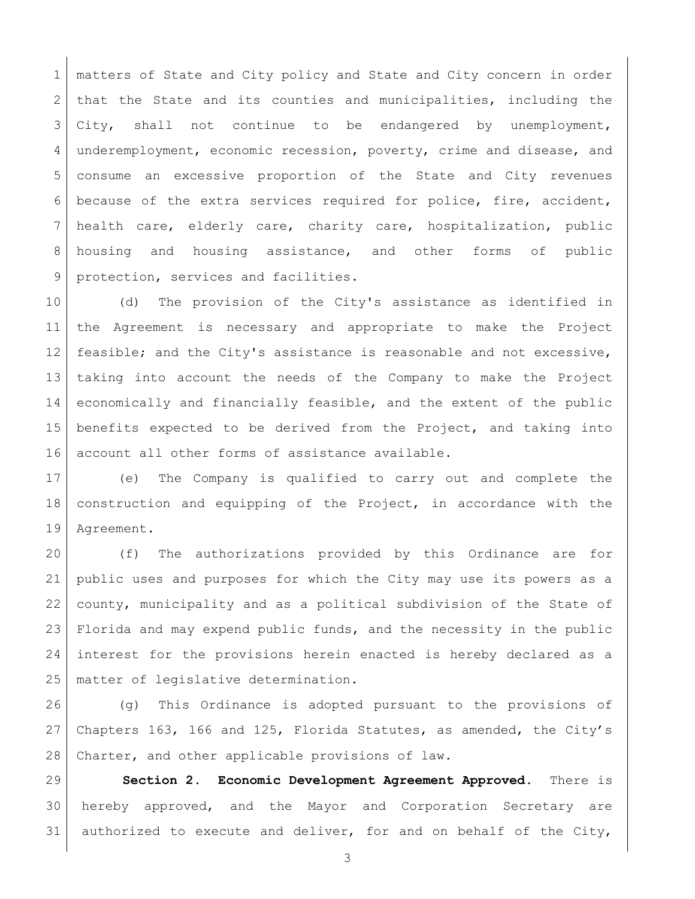matters of State and City policy and State and City concern in order that the State and its counties and municipalities, including the City, shall not continue to be endangered by unemployment, underemployment, economic recession, poverty, crime and disease, and consume an excessive proportion of the State and City revenues because of the extra services required for police, fire, accident, health care, elderly care, charity care, hospitalization, public housing and housing assistance, and other forms of public protection, services and facilities.

(d) The provision of the City's assistance as identified in the Agreement is necessary and appropriate to make the Project feasible; and the City's assistance is reasonable and not excessive, taking into account the needs of the Company to make the Project economically and financially feasible, and the extent of the public benefits expected to be derived from the Project, and taking into account all other forms of assistance available.

(e) The Company is qualified to carry out and complete the construction and equipping of the Project, in accordance with the Agreement.

(f) The authorizations provided by this Ordinance are for public uses and purposes for which the City may use its powers as a county, municipality and as a political subdivision of the State of Florida and may expend public funds, and the necessity in the public interest for the provisions herein enacted is hereby declared as a matter of legislative determination.

(g) This Ordinance is adopted pursuant to the provisions of Chapters 163, 166 and 125, Florida Statutes, as amended, the City's Charter, and other applicable provisions of law.

**Section 2. Economic Development Agreement Approved.** There is hereby approved, and the Mayor and Corporation Secretary are authorized to execute and deliver, for and on behalf of the City,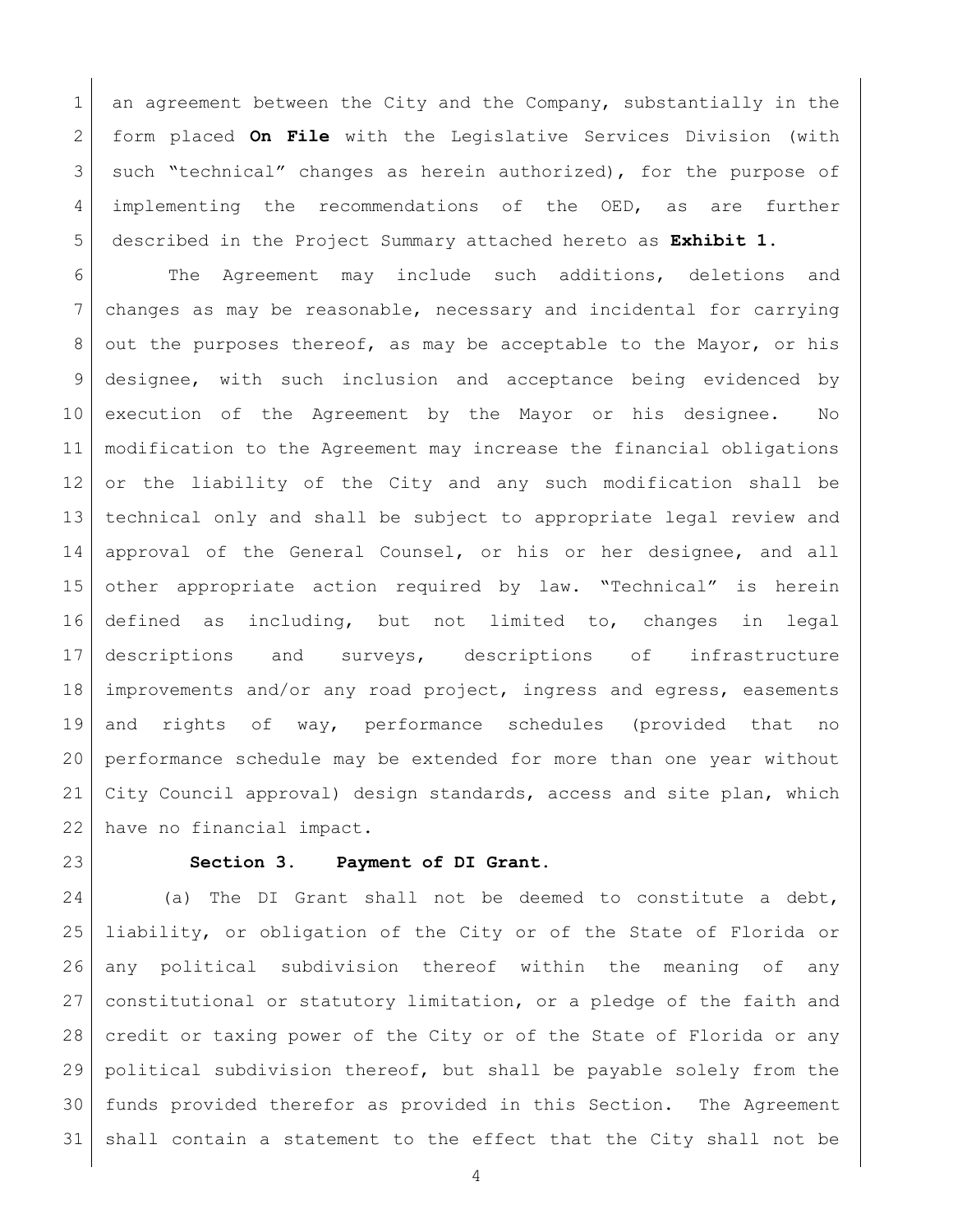an agreement between the City and the Company, substantially in the form placed **On File** with the Legislative Services Division (with such "technical" changes as herein authorized), for the purpose of implementing the recommendations of the OED, as are further described in the Project Summary attached hereto as **Exhibit 1**.

The Agreement may include such additions, deletions and changes as may be reasonable, necessary and incidental for carrying out the purposes thereof, as may be acceptable to the Mayor, or his designee, with such inclusion and acceptance being evidenced by execution of the Agreement by the Mayor or his designee. No modification to the Agreement may increase the financial obligations or the liability of the City and any such modification shall be technical only and shall be subject to appropriate legal review and approval of the General Counsel, or his or her designee, and all other appropriate action required by law. "Technical" is herein defined as including, but not limited to, changes in legal descriptions and surveys, descriptions of infrastructure improvements and/or any road project, ingress and egress, easements and rights of way, performance schedules (provided that no performance schedule may be extended for more than one year without City Council approval) design standards, access and site plan, which have no financial impact.

**Section 3. Payment of DI Grant.**

(a) The DI Grant shall not be deemed to constitute a debt, liability, or obligation of the City or of the State of Florida or any political subdivision thereof within the meaning of any constitutional or statutory limitation, or a pledge of the faith and credit or taxing power of the City or of the State of Florida or any political subdivision thereof, but shall be payable solely from the funds provided therefor as provided in this Section. The Agreement shall contain a statement to the effect that the City shall not be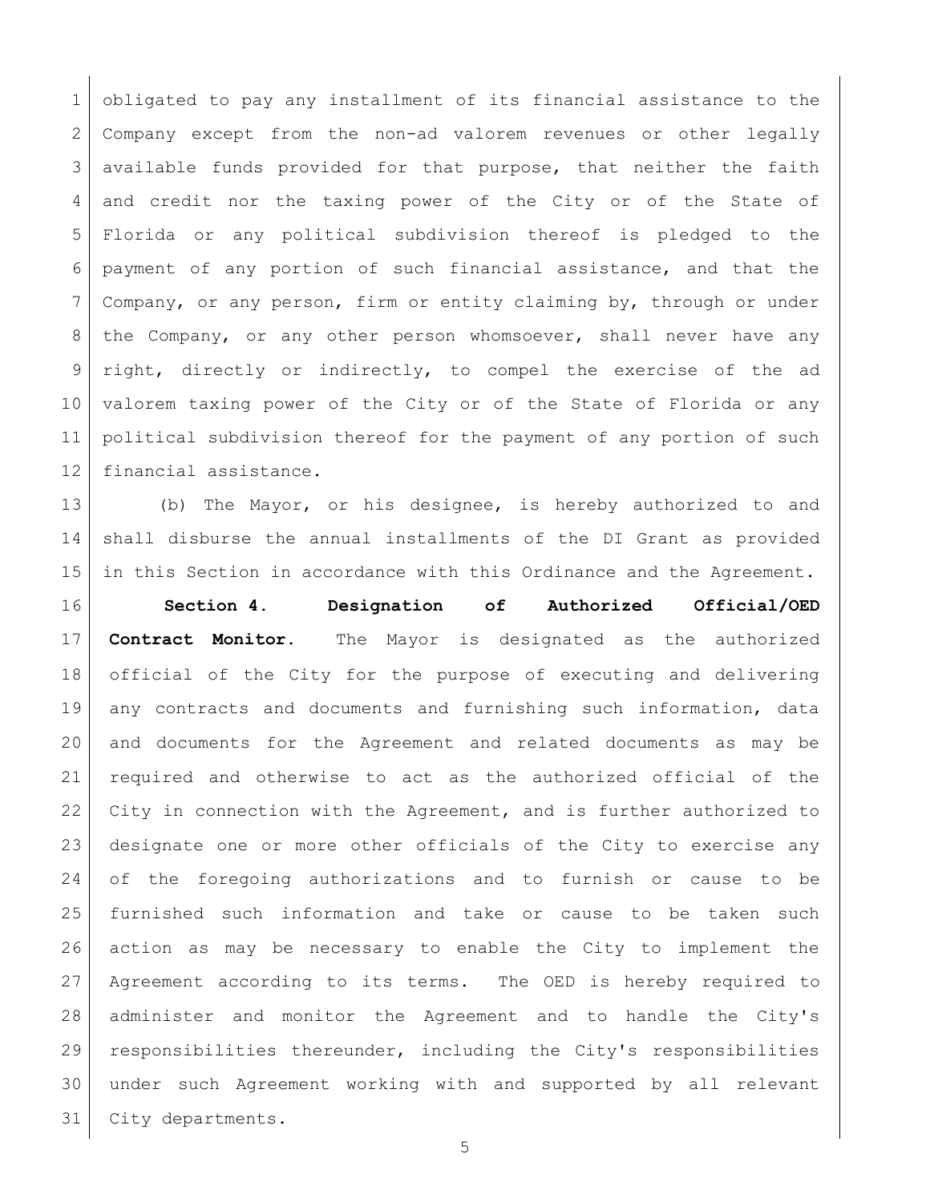obligated to pay any installment of its financial assistance to the Company except from the non-ad valorem revenues or other legally available funds provided for that purpose, that neither the faith and credit nor the taxing power of the City or of the State of Florida or any political subdivision thereof is pledged to the payment of any portion of such financial assistance, and that the Company, or any person, firm or entity claiming by, through or under the Company, or any other person whomsoever, shall never have any right, directly or indirectly, to compel the exercise of the ad valorem taxing power of the City or of the State of Florida or any political subdivision thereof for the payment of any portion of such financial assistance.

(b) The Mayor, or his designee, is hereby authorized to and shall disburse the annual installments of the DI Grant as provided in this Section in accordance with this Ordinance and the Agreement.

**Section 4. Designation of Authorized Official/OED Contract Monitor.** The Mayor is designated as the authorized official of the City for the purpose of executing and delivering any contracts and documents and furnishing such information, data and documents for the Agreement and related documents as may be required and otherwise to act as the authorized official of the City in connection with the Agreement, and is further authorized to designate one or more other officials of the City to exercise any of the foregoing authorizations and to furnish or cause to be furnished such information and take or cause to be taken such action as may be necessary to enable the City to implement the Agreement according to its terms. The OED is hereby required to administer and monitor the Agreement and to handle the City's responsibilities thereunder, including the City's responsibilities under such Agreement working with and supported by all relevant City departments.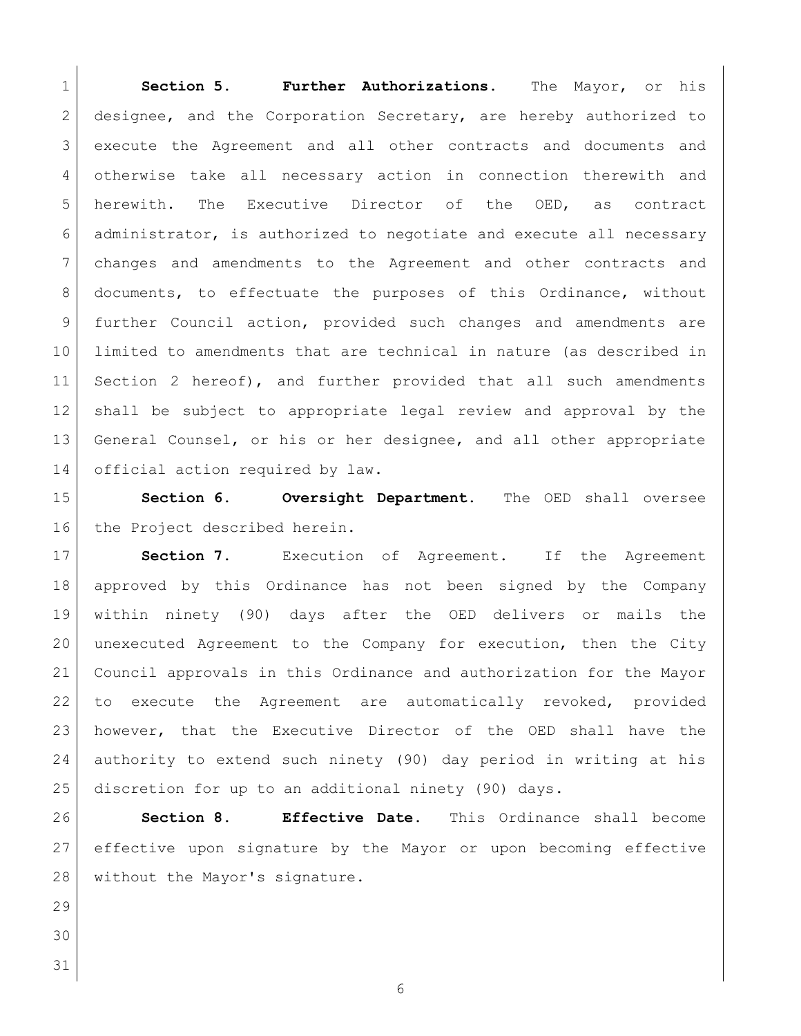**Section 5. Further Authorizations.** The Mayor, or his designee, and the Corporation Secretary, are hereby authorized to execute the Agreement and all other contracts and documents and otherwise take all necessary action in connection therewith and herewith. The Executive Director of the OED, as contract administrator, is authorized to negotiate and execute all necessary changes and amendments to the Agreement and other contracts and documents, to effectuate the purposes of this Ordinance, without further Council action, provided such changes and amendments are limited to amendments that are technical in nature (as described in Section 2 hereof), and further provided that all such amendments shall be subject to appropriate legal review and approval by the General Counsel, or his or her designee, and all other appropriate official action required by law.

**Section 6. Oversight Department.** The OED shall oversee the Project described herein.

**Section 7.** Execution of Agreement. If the Agreement approved by this Ordinance has not been signed by the Company within ninety (90) days after the OED delivers or mails the unexecuted Agreement to the Company for execution, then the City Council approvals in this Ordinance and authorization for the Mayor to execute the Agreement are automatically revoked, provided however, that the Executive Director of the OED shall have the authority to extend such ninety (90) day period in writing at his discretion for up to an additional ninety (90) days.

**Section 8. Effective Date.** This Ordinance shall become effective upon signature by the Mayor or upon becoming effective without the Mayor's signature.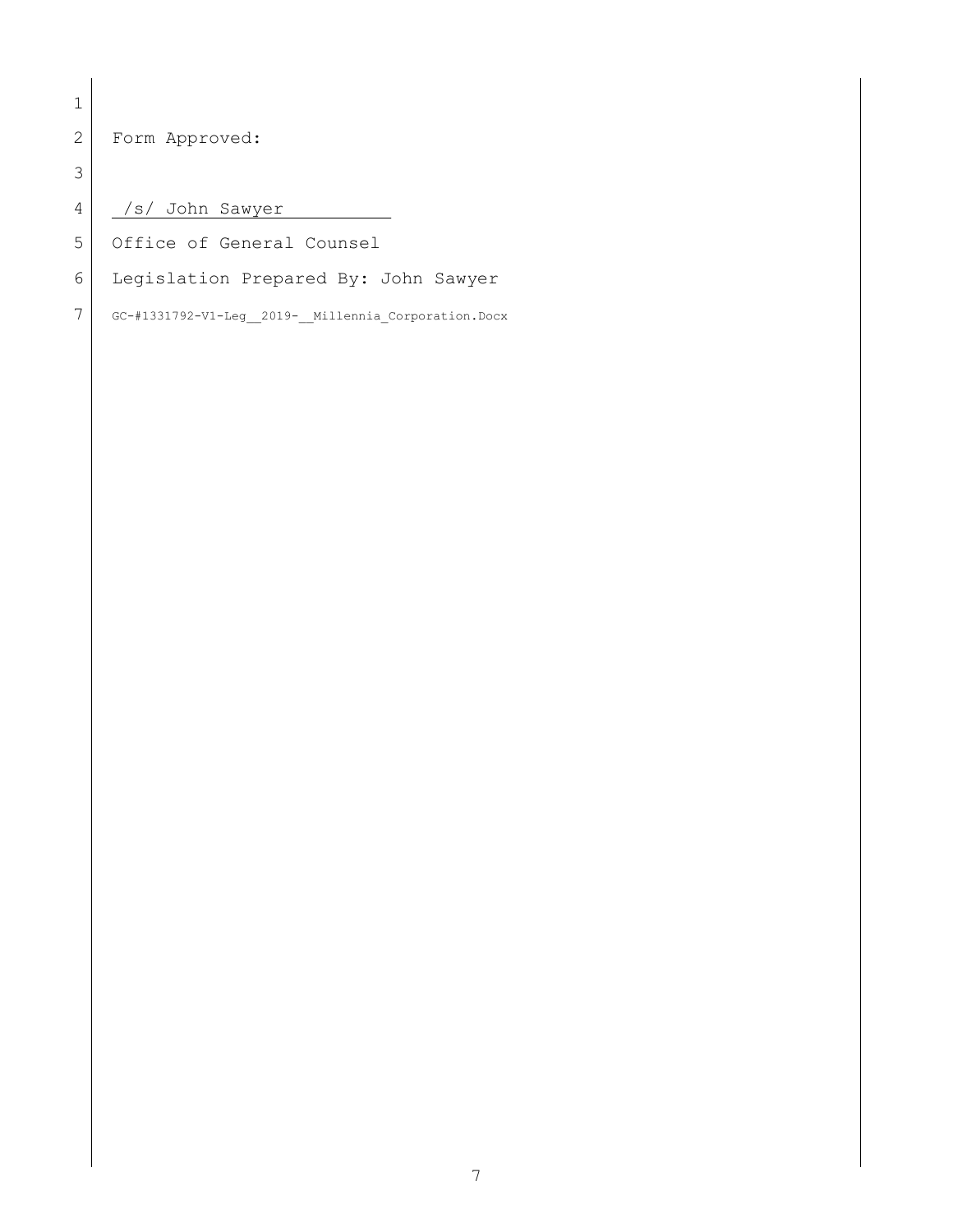Form Approved:

/s/ John Sawyer

Office of General Counsel

Legislation Prepared By: John Sawyer

GC-#1331792-V1-Leg__2019-__Millennia_Corporation.Docx